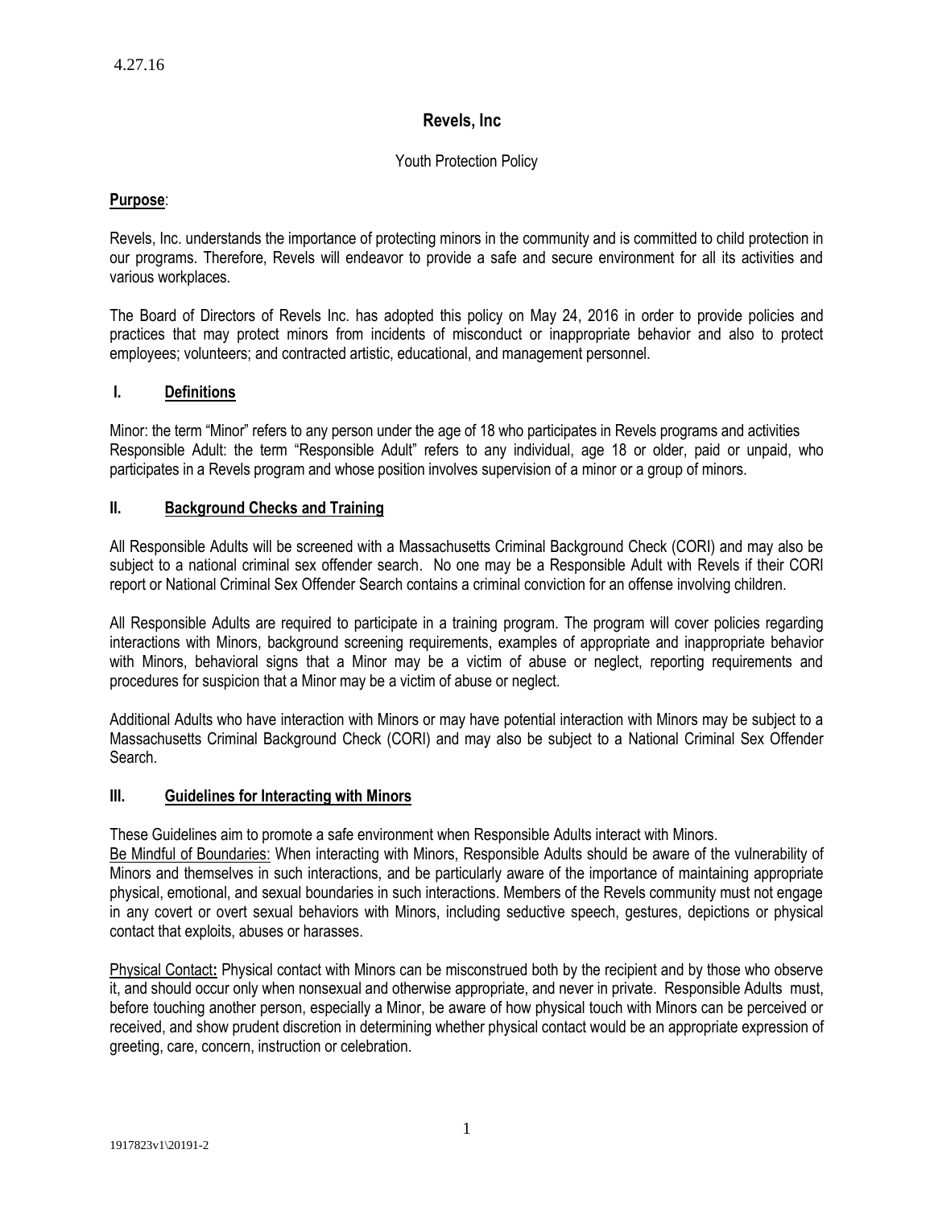4.27.16

# Revels, Inc

Youth Protection Policy

**Purpose**:

Revels, Inc. understands the importance of protecting minors in the community and is committed to child protection in our programs. Therefore, Revels will endeavor to provide a safe and secure environment for all its activities and various workplaces.

The Board of Directors of Revels Inc. has adopted this policy on May 24, 2016 in order to provide policies and practices that may protect minors from incidents of misconduct or inappropriate behavior and also to protect employees; volunteers; and contracted artistic, educational, and management personnel.

## I. Definitions

Minor: the term "Minor" refers to any person under the age of 18 who participates in Revels programs and activities
Responsible Adult: the term "Responsible Adult" refers to any individual, age 18 or older, paid or unpaid, who participates in a Revels program and whose position involves supervision of a minor or a group of minors.

## II. Background Checks and Training

All Responsible Adults will be screened with a Massachusetts Criminal Background Check (CORI) and may also be subject to a national criminal sex offender search. No one may be a Responsible Adult with Revels if their CORI report or National Criminal Sex Offender Search contains a criminal conviction for an offense involving children.

All Responsible Adults are required to participate in a training program. The program will cover policies regarding interactions with Minors, background screening requirements, examples of appropriate and inappropriate behavior with Minors, behavioral signs that a Minor may be a victim of abuse or neglect, reporting requirements and procedures for suspicion that a Minor may be a victim of abuse or neglect.

Additional Adults who have interaction with Minors or may have potential interaction with Minors may be subject to a Massachusetts Criminal Background Check (CORI) and may also be subject to a National Criminal Sex Offender Search.

## III. Guidelines for Interacting with Minors

These Guidelines aim to promote a safe environment when Responsible Adults interact with Minors.
Be Mindful of Boundaries: When interacting with Minors, Responsible Adults should be aware of the vulnerability of Minors and themselves in such interactions, and be particularly aware of the importance of maintaining appropriate physical, emotional, and sexual boundaries in such interactions. Members of the Revels community must not engage in any covert or overt sexual behaviors with Minors, including seductive speech, gestures, depictions or physical contact that exploits, abuses or harasses.

Physical Contact**:** Physical contact with Minors can be misconstrued both by the recipient and by those who observe it, and should occur only when nonsexual and otherwise appropriate, and never in private. Responsible Adults must, before touching another person, especially a Minor, be aware of how physical touch with Minors can be perceived or received, and show prudent discretion in determining whether physical contact would be an appropriate expression of greeting, care, concern, instruction or celebration.

1917823v1\20191-2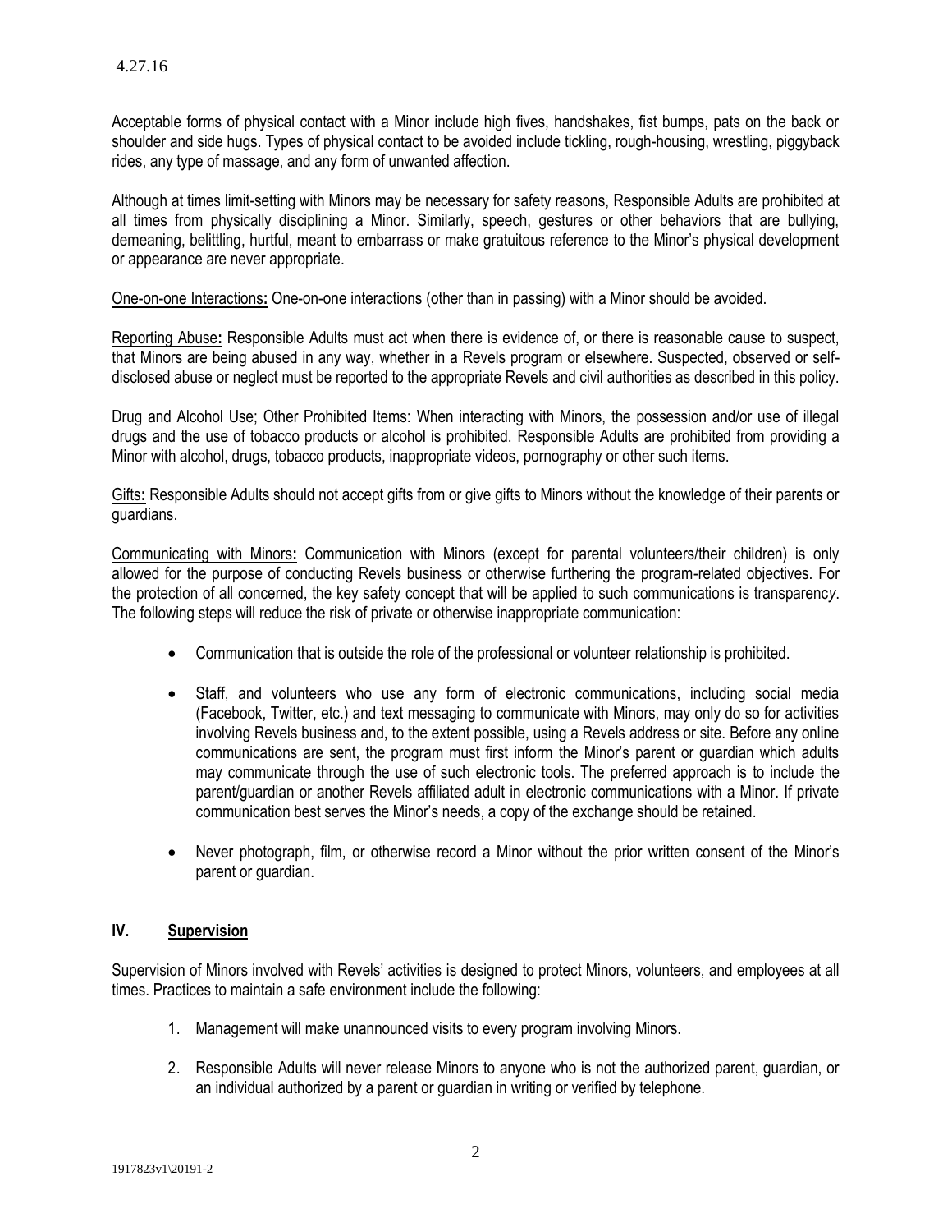Acceptable forms of physical contact with a Minor include high fives, handshakes, fist bumps, pats on the back or shoulder and side hugs. Types of physical contact to be avoided include tickling, rough-housing, wrestling, piggyback rides, any type of massage, and any form of unwanted affection.

Although at times limit-setting with Minors may be necessary for safety reasons, Responsible Adults are prohibited at all times from physically disciplining a Minor. Similarly, speech, gestures or other behaviors that are bullying, demeaning, belittling, hurtful, meant to embarrass or make gratuitous reference to the Minor's physical development or appearance are never appropriate.

<u>One-on-one Interactions</u>**:** One-on-one interactions (other than in passing) with a Minor should be avoided.

<u>Reporting Abuse</u>**:** Responsible Adults must act when there is evidence of, or there is reasonable cause to suspect, that Minors are being abused in any way, whether in a Revels program or elsewhere. Suspected, observed or self-disclosed abuse or neglect must be reported to the appropriate Revels and civil authorities as described in this policy.

<u>Drug and Alcohol Use; Other Prohibited Items:</u> When interacting with Minors, the possession and/or use of illegal drugs and the use of tobacco products or alcohol is prohibited. Responsible Adults are prohibited from providing a Minor with alcohol, drugs, tobacco products, inappropriate videos, pornography or other such items.

<u>Gifts</u>**:** Responsible Adults should not accept gifts from or give gifts to Minors without the knowledge of their parents or guardians.

<u>Communicating with Minors</u>**:** Communication with Minors (except for parental volunteers/their children) is only allowed for the purpose of conducting Revels business or otherwise furthering the program-related objectives. For the protection of all concerned, the key safety concept that will be applied to such communications is transparenc*y*. The following steps will reduce the risk of private or otherwise inappropriate communication:

- Communication that is outside the role of the professional or volunteer relationship is prohibited.
- Staff, and volunteers who use any form of electronic communications, including social media (Facebook, Twitter, etc.) and text messaging to communicate with Minors, may only do so for activities involving Revels business and, to the extent possible, using a Revels address or site. Before any online communications are sent, the program must first inform the Minor's parent or guardian which adults may communicate through the use of such electronic tools. The preferred approach is to include the parent/guardian or another Revels affiliated adult in electronic communications with a Minor. If private communication best serves the Minor's needs, a copy of the exchange should be retained.
- Never photograph, film, or otherwise record a Minor without the prior written consent of the Minor's parent or guardian.

## IV. <u>Supervision</u>

Supervision of Minors involved with Revels' activities is designed to protect Minors, volunteers, and employees at all times. Practices to maintain a safe environment include the following:

1. Management will make unannounced visits to every program involving Minors.
2. Responsible Adults will never release Minors to anyone who is not the authorized parent, guardian, or an individual authorized by a parent or guardian in writing or verified by telephone.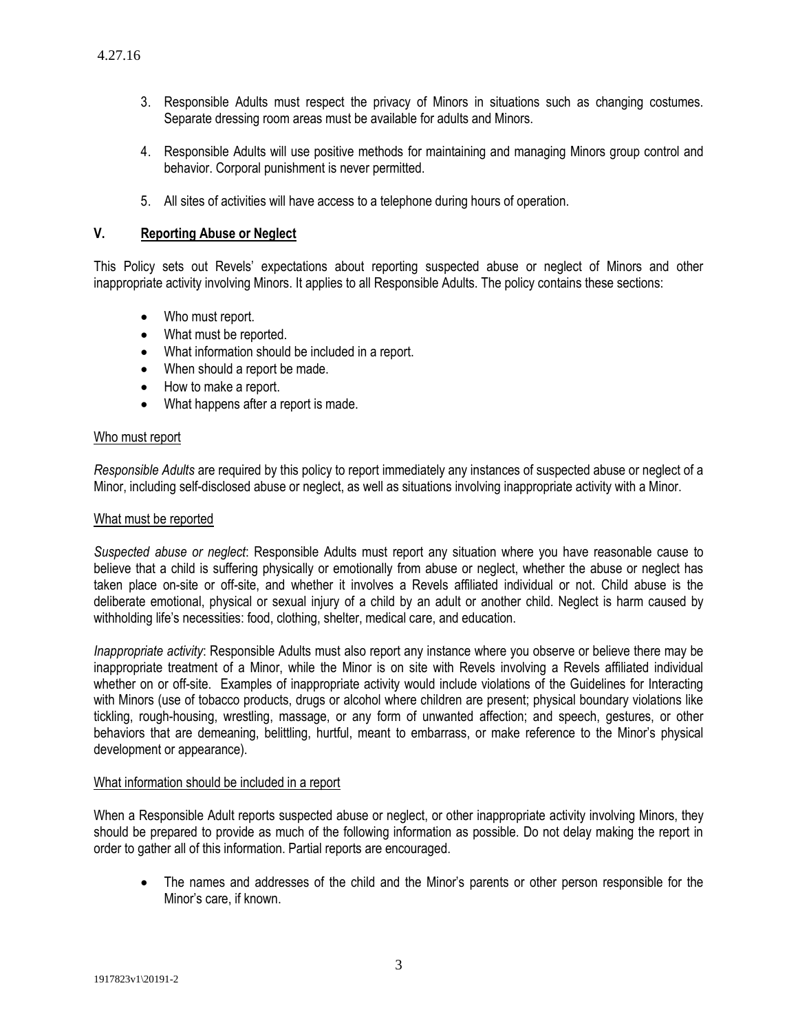3. Responsible Adults must respect the privacy of Minors in situations such as changing costumes. Separate dressing room areas must be available for adults and Minors.

4. Responsible Adults will use positive methods for maintaining and managing Minors group control and behavior. Corporal punishment is never permitted.

5. All sites of activities will have access to a telephone during hours of operation.

## V. Reporting Abuse or Neglect

This Policy sets out Revels' expectations about reporting suspected abuse or neglect of Minors and other inappropriate activity involving Minors. It applies to all Responsible Adults. The policy contains these sections:

- Who must report.
- What must be reported.
- What information should be included in a report.
- When should a report be made.
- How to make a report.
- What happens after a report is made.

### Who must report

*Responsible Adults* are required by this policy to report immediately any instances of suspected abuse or neglect of a Minor, including self-disclosed abuse or neglect, as well as situations involving inappropriate activity with a Minor.

### What must be reported

*Suspected abuse or neglect*: Responsible Adults must report any situation where you have reasonable cause to believe that a child is suffering physically or emotionally from abuse or neglect, whether the abuse or neglect has taken place on-site or off-site, and whether it involves a Revels affiliated individual or not. Child abuse is the deliberate emotional, physical or sexual injury of a child by an adult or another child. Neglect is harm caused by withholding life's necessities: food, clothing, shelter, medical care, and education.

*Inappropriate activity*: Responsible Adults must also report any instance where you observe or believe there may be inappropriate treatment of a Minor, while the Minor is on site with Revels involving a Revels affiliated individual whether on or off-site. Examples of inappropriate activity would include violations of the Guidelines for Interacting with Minors (use of tobacco products, drugs or alcohol where children are present; physical boundary violations like tickling, rough-housing, wrestling, massage, or any form of unwanted affection; and speech, gestures, or other behaviors that are demeaning, belittling, hurtful, meant to embarrass, or make reference to the Minor's physical development or appearance).

### What information should be included in a report

When a Responsible Adult reports suspected abuse or neglect, or other inappropriate activity involving Minors, they should be prepared to provide as much of the following information as possible. Do not delay making the report in order to gather all of this information. Partial reports are encouraged.

- The names and addresses of the child and the Minor's parents or other person responsible for the Minor's care, if known.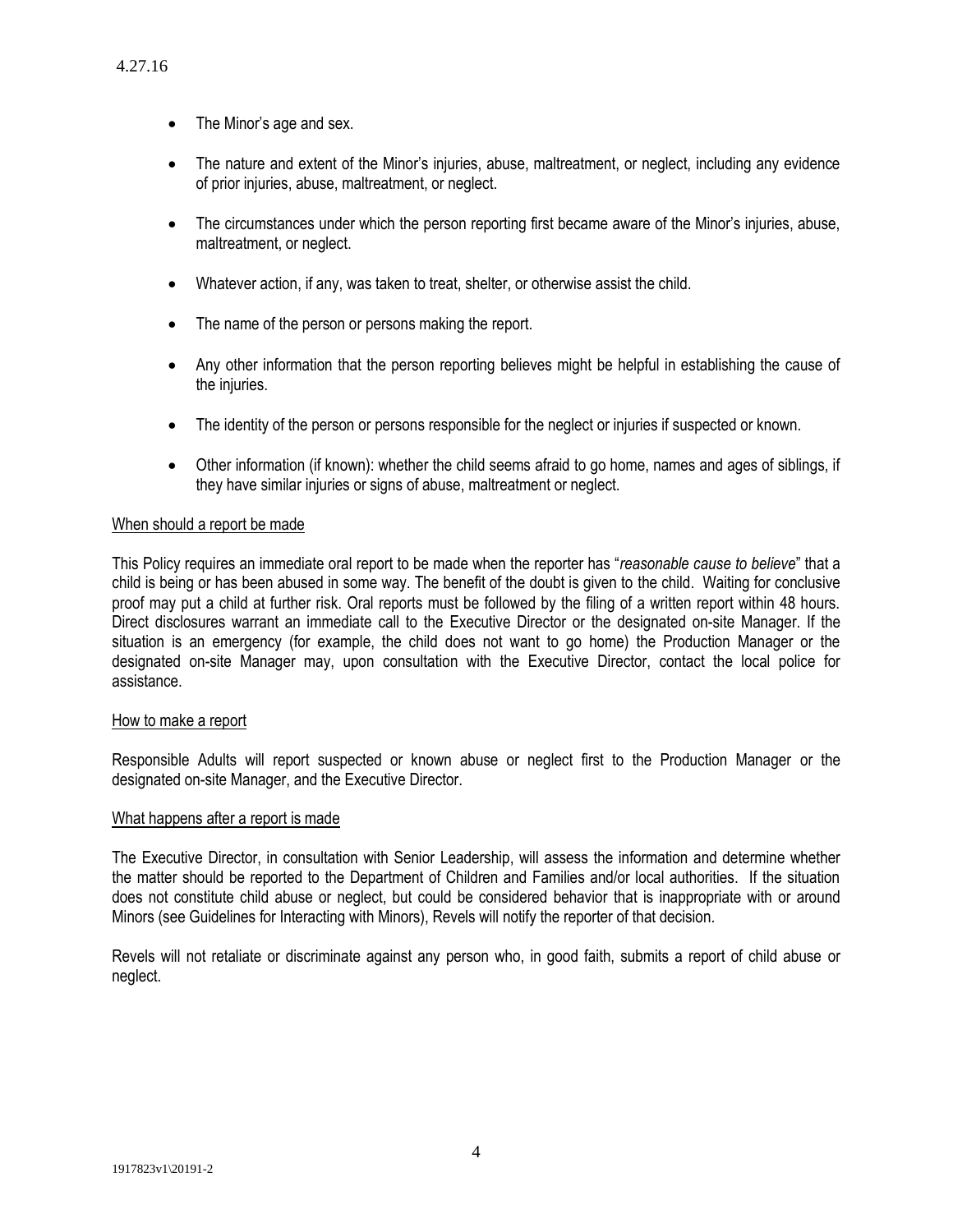- The Minor's age and sex.
- The nature and extent of the Minor's injuries, abuse, maltreatment, or neglect, including any evidence of prior injuries, abuse, maltreatment, or neglect.
- The circumstances under which the person reporting first became aware of the Minor's injuries, abuse, maltreatment, or neglect.
- Whatever action, if any, was taken to treat, shelter, or otherwise assist the child.
- The name of the person or persons making the report.
- Any other information that the person reporting believes might be helpful in establishing the cause of the injuries.
- The identity of the person or persons responsible for the neglect or injuries if suspected or known.
- Other information (if known): whether the child seems afraid to go home, names and ages of siblings, if they have similar injuries or signs of abuse, maltreatment or neglect.

When should a report be made

This Policy requires an immediate oral report to be made when the reporter has "*reasonable cause to believe*" that a child is being or has been abused in some way. The benefit of the doubt is given to the child. Waiting for conclusive proof may put a child at further risk. Oral reports must be followed by the filing of a written report within 48 hours. Direct disclosures warrant an immediate call to the Executive Director or the designated on-site Manager. If the situation is an emergency (for example, the child does not want to go home) the Production Manager or the designated on-site Manager may, upon consultation with the Executive Director, contact the local police for assistance.

How to make a report

Responsible Adults will report suspected or known abuse or neglect first to the Production Manager or the designated on-site Manager, and the Executive Director.

What happens after a report is made

The Executive Director, in consultation with Senior Leadership, will assess the information and determine whether the matter should be reported to the Department of Children and Families and/or local authorities. If the situation does not constitute child abuse or neglect, but could be considered behavior that is inappropriate with or around Minors (see Guidelines for Interacting with Minors), Revels will notify the reporter of that decision.

Revels will not retaliate or discriminate against any person who, in good faith, submits a report of child abuse or neglect.